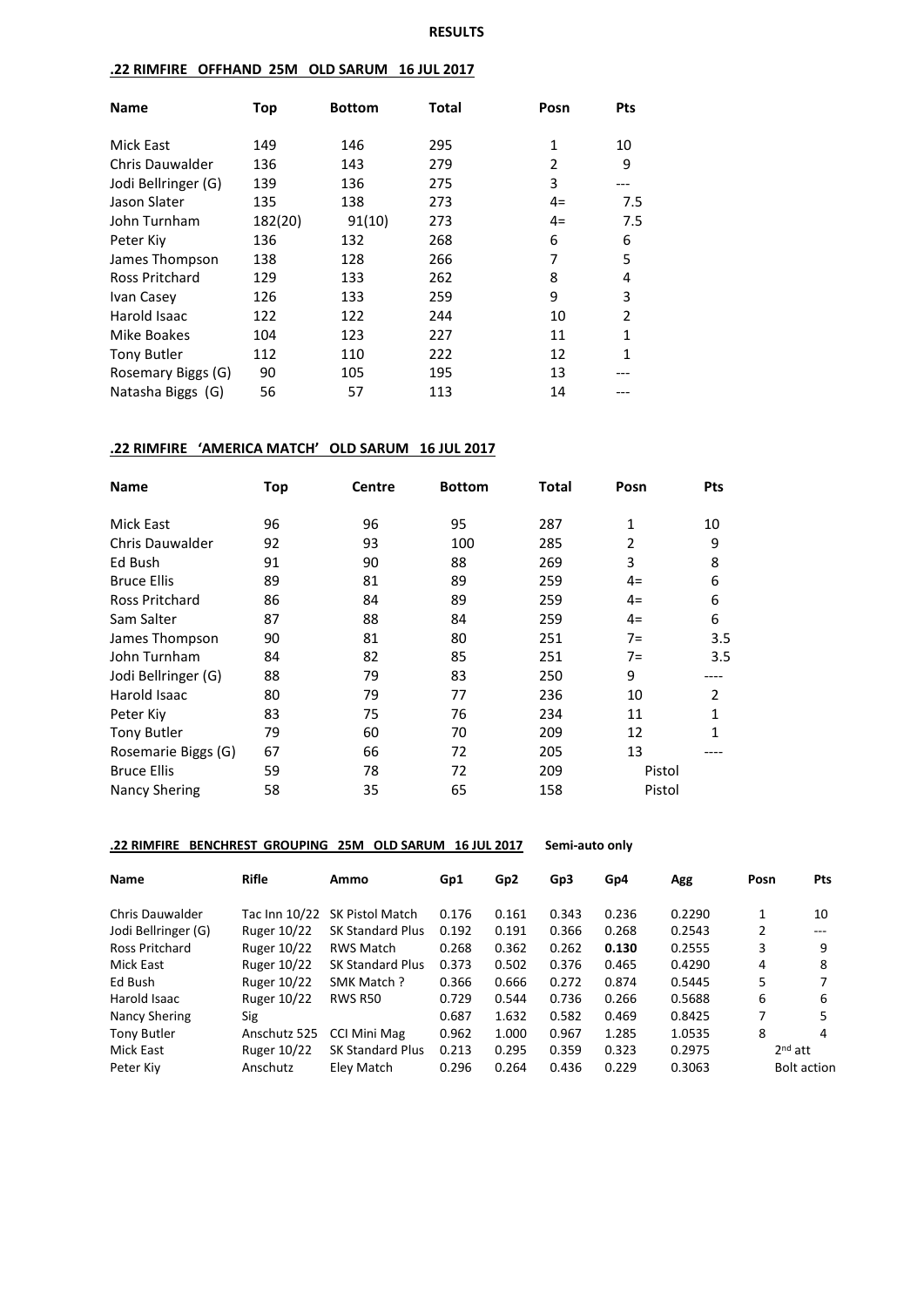# RESULTS

## .22 RIMFIRE OFFHAND 25M OLD SARUM 16 JUL 2017

| Name | Top | Bottom | Total | Posn | Pts |
|---|---|---|---|---|---|
| Mick East | 149 | 146 | 295 | 1 | 10 |
| Chris Dauwalder | 136 | 143 | 279 | 2 | 9 |
| Jodi Bellringer (G) | 139 | 136 | 275 | 3 | --- |
| Jason Slater | 135 | 138 | 273 | 4= | 7.5 |
| John Turnham | 182(20) | 91(10) | 273 | 4= | 7.5 |
| Peter Kiy | 136 | 132 | 268 | 6 | 6 |
| James Thompson | 138 | 128 | 266 | 7 | 5 |
| Ross Pritchard | 129 | 133 | 262 | 8 | 4 |
| Ivan Casey | 126 | 133 | 259 | 9 | 3 |
| Harold Isaac | 122 | 122 | 244 | 10 | 2 |
| Mike Boakes | 104 | 123 | 227 | 11 | 1 |
| Tony Butler | 112 | 110 | 222 | 12 | 1 |
| Rosemary Biggs (G) | 90 | 105 | 195 | 13 | --- |
| Natasha Biggs (G) | 56 | 57 | 113 | 14 | --- |

## .22 RIMFIRE 'AMERICA MATCH' OLD SARUM 16 JUL 2017

| Name | Top | Centre | Bottom | Total | Posn | Pts |
|---|---|---|---|---|---|---|
| Mick East | 96 | 96 | 95 | 287 | 1 | 10 |
| Chris Dauwalder | 92 | 93 | 100 | 285 | 2 | 9 |
| Ed Bush | 91 | 90 | 88 | 269 | 3 | 8 |
| Bruce Ellis | 89 | 81 | 89 | 259 | 4= | 6 |
| Ross Pritchard | 86 | 84 | 89 | 259 | 4= | 6 |
| Sam Salter | 87 | 88 | 84 | 259 | 4= | 6 |
| James Thompson | 90 | 81 | 80 | 251 | 7= | 3.5 |
| John Turnham | 84 | 82 | 85 | 251 | 7= | 3.5 |
| Jodi Bellringer (G) | 88 | 79 | 83 | 250 | 9 | ---- |
| Harold Isaac | 80 | 79 | 77 | 236 | 10 | 2 |
| Peter Kiy | 83 | 75 | 76 | 234 | 11 | 1 |
| Tony Butler | 79 | 60 | 70 | 209 | 12 | 1 |
| Rosemarie Biggs (G) | 67 | 66 | 72 | 205 | 13 | ---- |
| Bruce Ellis | 59 | 78 | 72 | 209 | Pistol | |
| Nancy Shering | 58 | 35 | 65 | 158 | Pistol | |

## .22 RIMFIRE BENCHREST GROUPING 25M OLD SARUM 16 JUL 2017 — Semi-auto only

| Name | Rifle | Ammo | Gp1 | Gp2 | Gp3 | Gp4 | Agg | Posn | Pts |
|---|---|---|---|---|---|---|---|---|---|
| Chris Dauwalder | Tac Inn 10/22 | SK Pistol Match | 0.176 | 0.161 | 0.343 | 0.236 | 0.2290 | 1 | 10 |
| Jodi Bellringer (G) | Ruger 10/22 | SK Standard Plus | 0.192 | 0.191 | 0.366 | 0.268 | 0.2543 | 2 | --- |
| Ross Pritchard | Ruger 10/22 | RWS Match | 0.268 | 0.362 | 0.262 | **0.130** | 0.2555 | 3 | 9 |
| Mick East | Ruger 10/22 | SK Standard Plus | 0.373 | 0.502 | 0.376 | 0.465 | 0.4290 | 4 | 8 |
| Ed Bush | Ruger 10/22 | SMK Match ? | 0.366 | 0.666 | 0.272 | 0.874 | 0.5445 | 5 | 7 |
| Harold Isaac | Ruger 10/22 | RWS R50 | 0.729 | 0.544 | 0.736 | 0.266 | 0.5688 | 6 | 6 |
| Nancy Shering | Sig | | 0.687 | 1.632 | 0.582 | 0.469 | 0.8425 | 7 | 5 |
| Tony Butler | Anschutz 525 | CCI Mini Mag | 0.962 | 1.000 | 0.967 | 1.285 | 1.0535 | 8 | 4 |
| Mick East | Ruger 10/22 | SK Standard Plus | 0.213 | 0.295 | 0.359 | 0.323 | 0.2975 | 2nd att | |
| Peter Kiy | Anschutz | Eley Match | 0.296 | 0.264 | 0.436 | 0.229 | 0.3063 | Bolt action | |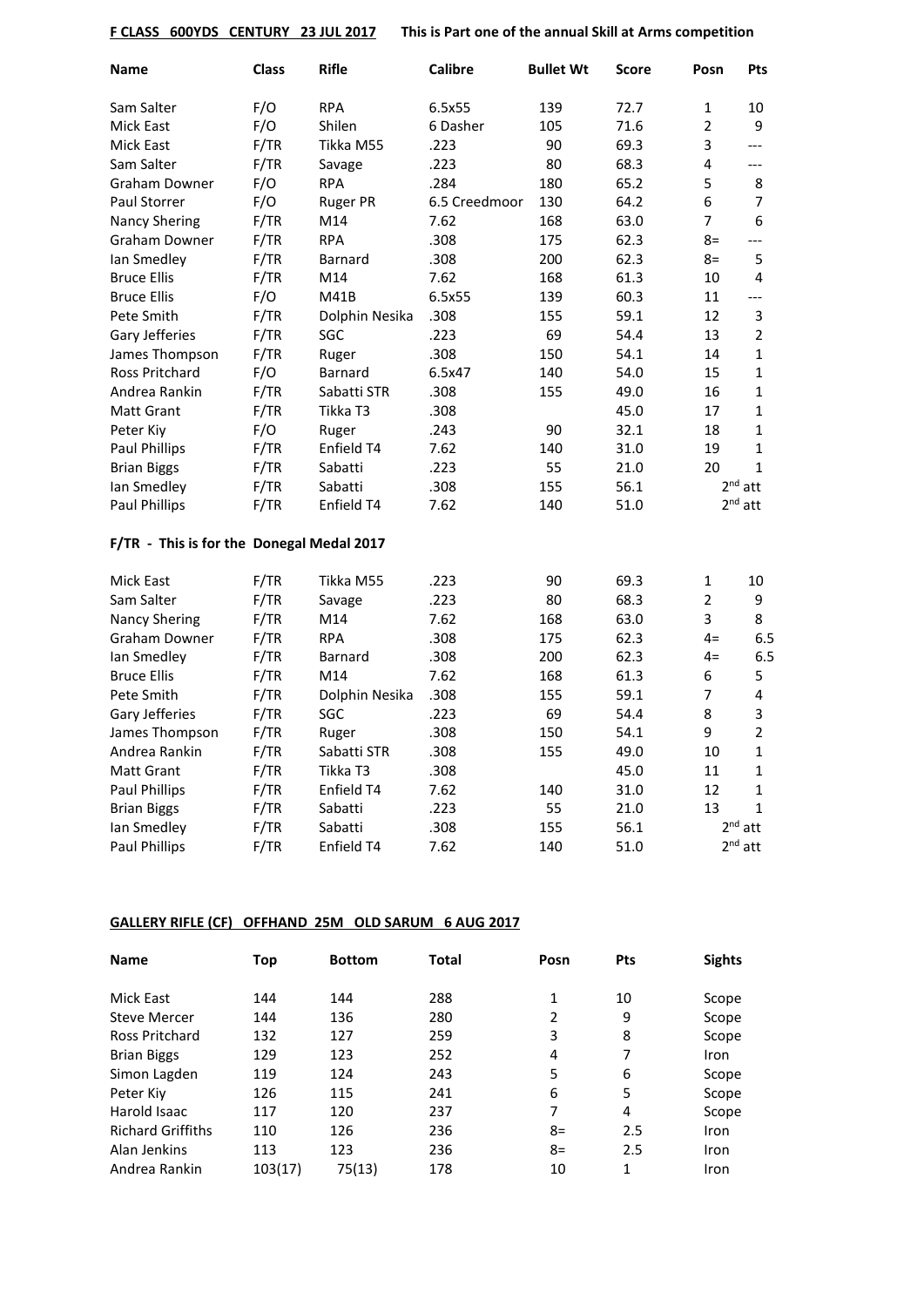**F CLASS 600YDS CENTURY 23 JUL 2017** **This is Part one of the annual Skill at Arms competition**

| Name | Class | Rifle | Calibre | Bullet Wt | Score | Posn | Pts |
|---|---|---|---|---|---|---|---|
| Sam Salter | F/O | RPA | 6.5x55 | 139 | 72.7 | 1 | 10 |
| Mick East | F/O | Shilen | 6 Dasher | 105 | 71.6 | 2 | 9 |
| Mick East | F/TR | Tikka M55 | .223 | 90 | 69.3 | 3 | --- |
| Sam Salter | F/TR | Savage | .223 | 80 | 68.3 | 4 | --- |
| Graham Downer | F/O | RPA | .284 | 180 | 65.2 | 5 | 8 |
| Paul Storrer | F/O | Ruger PR | 6.5 Creedmoor | 130 | 64.2 | 6 | 7 |
| Nancy Shering | F/TR | M14 | 7.62 | 168 | 63.0 | 7 | 6 |
| Graham Downer | F/TR | RPA | .308 | 175 | 62.3 | 8= | --- |
| Ian Smedley | F/TR | Barnard | .308 | 200 | 62.3 | 8= | 5 |
| Bruce Ellis | F/TR | M14 | 7.62 | 168 | 61.3 | 10 | 4 |
| Bruce Ellis | F/O | M41B | 6.5x55 | 139 | 60.3 | 11 | --- |
| Pete Smith | F/TR | Dolphin Nesika | .308 | 155 | 59.1 | 12 | 3 |
| Gary Jefferies | F/TR | SGC | .223 | 69 | 54.4 | 13 | 2 |
| James Thompson | F/TR | Ruger | .308 | 150 | 54.1 | 14 | 1 |
| Ross Pritchard | F/O | Barnard | 6.5x47 | 140 | 54.0 | 15 | 1 |
| Andrea Rankin | F/TR | Sabatti STR | .308 | 155 | 49.0 | 16 | 1 |
| Matt Grant | F/TR | Tikka T3 | .308 | | 45.0 | 17 | 1 |
| Peter Kiy | F/O | Ruger | .243 | 90 | 32.1 | 18 | 1 |
| Paul Phillips | F/TR | Enfield T4 | 7.62 | 140 | 31.0 | 19 | 1 |
| Brian Biggs | F/TR | Sabatti | .223 | 55 | 21.0 | 20 | 1 |
| Ian Smedley | F/TR | Sabatti | .308 | 155 | 56.1 | 2nd att | |
| Paul Phillips | F/TR | Enfield T4 | 7.62 | 140 | 51.0 | 2nd att | |

**F/TR - This is for the Donegal Medal 2017**

| Name | Class | Rifle | Calibre | Bullet Wt | Score | Posn | Pts |
|---|---|---|---|---|---|---|---|
| Mick East | F/TR | Tikka M55 | .223 | 90 | 69.3 | 1 | 10 |
| Sam Salter | F/TR | Savage | .223 | 80 | 68.3 | 2 | 9 |
| Nancy Shering | F/TR | M14 | 7.62 | 168 | 63.0 | 3 | 8 |
| Graham Downer | F/TR | RPA | .308 | 175 | 62.3 | 4= | 6.5 |
| Ian Smedley | F/TR | Barnard | .308 | 200 | 62.3 | 4= | 6.5 |
| Bruce Ellis | F/TR | M14 | 7.62 | 168 | 61.3 | 6 | 5 |
| Pete Smith | F/TR | Dolphin Nesika | .308 | 155 | 59.1 | 7 | 4 |
| Gary Jefferies | F/TR | SGC | .223 | 69 | 54.4 | 8 | 3 |
| James Thompson | F/TR | Ruger | .308 | 150 | 54.1 | 9 | 2 |
| Andrea Rankin | F/TR | Sabatti STR | .308 | 155 | 49.0 | 10 | 1 |
| Matt Grant | F/TR | Tikka T3 | .308 | | 45.0 | 11 | 1 |
| Paul Phillips | F/TR | Enfield T4 | 7.62 | 140 | 31.0 | 12 | 1 |
| Brian Biggs | F/TR | Sabatti | .223 | 55 | 21.0 | 13 | 1 |
| Ian Smedley | F/TR | Sabatti | .308 | 155 | 56.1 | 2nd att | |
| Paul Phillips | F/TR | Enfield T4 | 7.62 | 140 | 51.0 | 2nd att | |

**GALLERY RIFLE (CF) OFFHAND 25M OLD SARUM 6 AUG 2017**

| Name | Top | Bottom | Total | Posn | Pts | Sights |
|---|---|---|---|---|---|---|
| Mick East | 144 | 144 | 288 | 1 | 10 | Scope |
| Steve Mercer | 144 | 136 | 280 | 2 | 9 | Scope |
| Ross Pritchard | 132 | 127 | 259 | 3 | 8 | Scope |
| Brian Biggs | 129 | 123 | 252 | 4 | 7 | Iron |
| Simon Lagden | 119 | 124 | 243 | 5 | 6 | Scope |
| Peter Kiy | 126 | 115 | 241 | 6 | 5 | Scope |
| Harold Isaac | 117 | 120 | 237 | 7 | 4 | Scope |
| Richard Griffiths | 110 | 126 | 236 | 8= | 2.5 | Iron |
| Alan Jenkins | 113 | 123 | 236 | 8= | 2.5 | Iron |
| Andrea Rankin | 103(17) | 75(13) | 178 | 10 | 1 | Iron |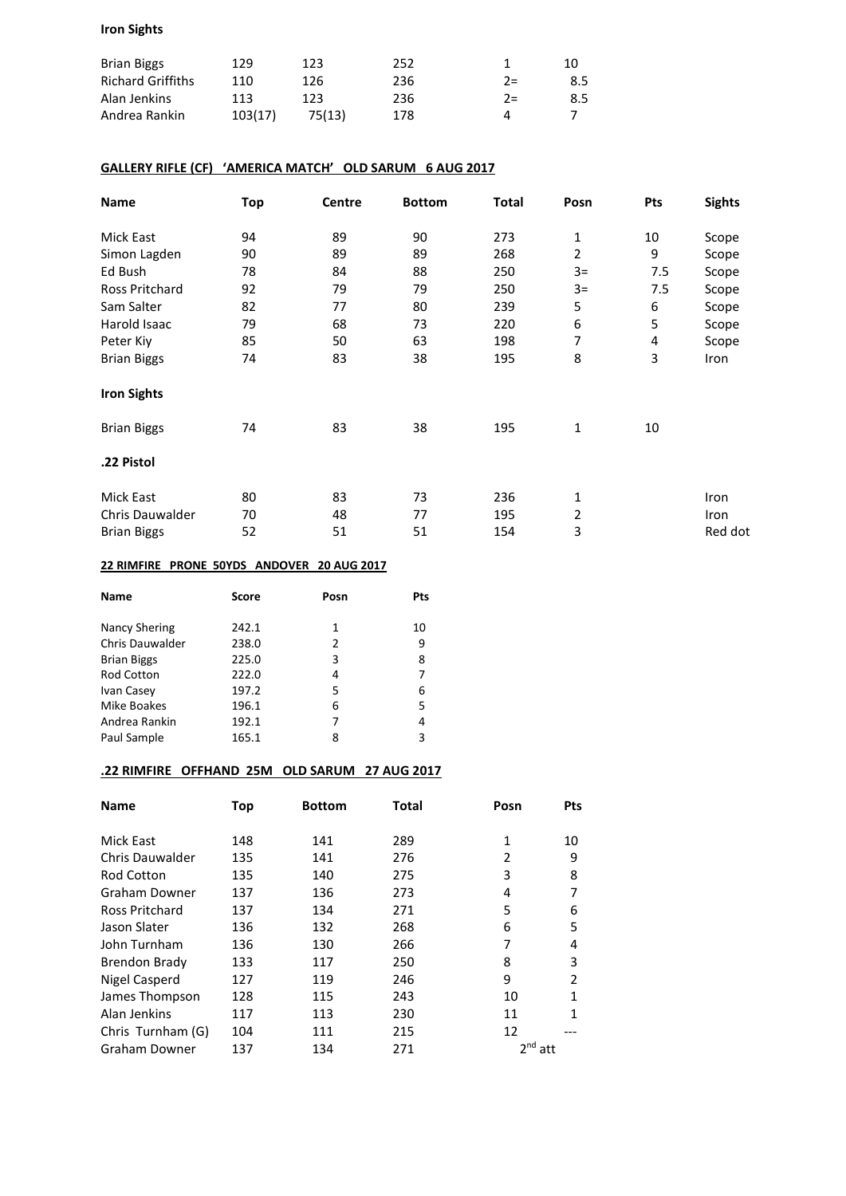**Iron Sights**

| | | | | | |
|---|---|---|---|---|---|
| Brian Biggs | 129 | 123 | 252 | 1 | 10 |
| Richard Griffiths | 110 | 126 | 236 | 2= | 8.5 |
| Alan Jenkins | 113 | 123 | 236 | 2= | 8.5 |
| Andrea Rankin | 103(17) | 75(13) | 178 | 4 | 7 |

**GALLERY RIFLE (CF) 'AMERICA MATCH' OLD SARUM 6 AUG 2017**

| Name | Top | Centre | Bottom | Total | Posn | Pts | Sights |
|---|---|---|---|---|---|---|---|
| Mick East | 94 | 89 | 90 | 273 | 1 | 10 | Scope |
| Simon Lagden | 90 | 89 | 89 | 268 | 2 | 9 | Scope |
| Ed Bush | 78 | 84 | 88 | 250 | 3= | 7.5 | Scope |
| Ross Pritchard | 92 | 79 | 79 | 250 | 3= | 7.5 | Scope |
| Sam Salter | 82 | 77 | 80 | 239 | 5 | 6 | Scope |
| Harold Isaac | 79 | 68 | 73 | 220 | 6 | 5 | Scope |
| Peter Kiy | 85 | 50 | 63 | 198 | 7 | 4 | Scope |
| Brian Biggs | 74 | 83 | 38 | 195 | 8 | 3 | Iron |
| **Iron Sights** | | | | | | | |
| Brian Biggs | 74 | 83 | 38 | 195 | 1 | 10 | |
| **.22 Pistol** | | | | | | | |
| Mick East | 80 | 83 | 73 | 236 | 1 | | Iron |
| Chris Dauwalder | 70 | 48 | 77 | 195 | 2 | | Iron |
| Brian Biggs | 52 | 51 | 51 | 154 | 3 | | Red dot |

**22 RIMFIRE PRONE 50YDS ANDOVER 20 AUG 2017**

| Name | Score | Posn | Pts |
|---|---|---|---|
| Nancy Shering | 242.1 | 1 | 10 |
| Chris Dauwalder | 238.0 | 2 | 9 |
| Brian Biggs | 225.0 | 3 | 8 |
| Rod Cotton | 222.0 | 4 | 7 |
| Ivan Casey | 197.2 | 5 | 6 |
| Mike Boakes | 196.1 | 6 | 5 |
| Andrea Rankin | 192.1 | 7 | 4 |
| Paul Sample | 165.1 | 8 | 3 |

**.22 RIMFIRE OFFHAND 25M OLD SARUM 27 AUG 2017**

| Name | Top | Bottom | Total | Posn | Pts |
|---|---|---|---|---|---|
| Mick East | 148 | 141 | 289 | 1 | 10 |
| Chris Dauwalder | 135 | 141 | 276 | 2 | 9 |
| Rod Cotton | 135 | 140 | 275 | 3 | 8 |
| Graham Downer | 137 | 136 | 273 | 4 | 7 |
| Ross Pritchard | 137 | 134 | 271 | 5 | 6 |
| Jason Slater | 136 | 132 | 268 | 6 | 5 |
| John Turnham | 136 | 130 | 266 | 7 | 4 |
| Brendon Brady | 133 | 117 | 250 | 8 | 3 |
| Nigel Casperd | 127 | 119 | 246 | 9 | 2 |
| James Thompson | 128 | 115 | 243 | 10 | 1 |
| Alan Jenkins | 117 | 113 | 230 | 11 | 1 |
| Chris Turnham (G) | 104 | 111 | 215 | 12 | --- |
| Graham Downer | 137 | 134 | 271 | 2nd att | |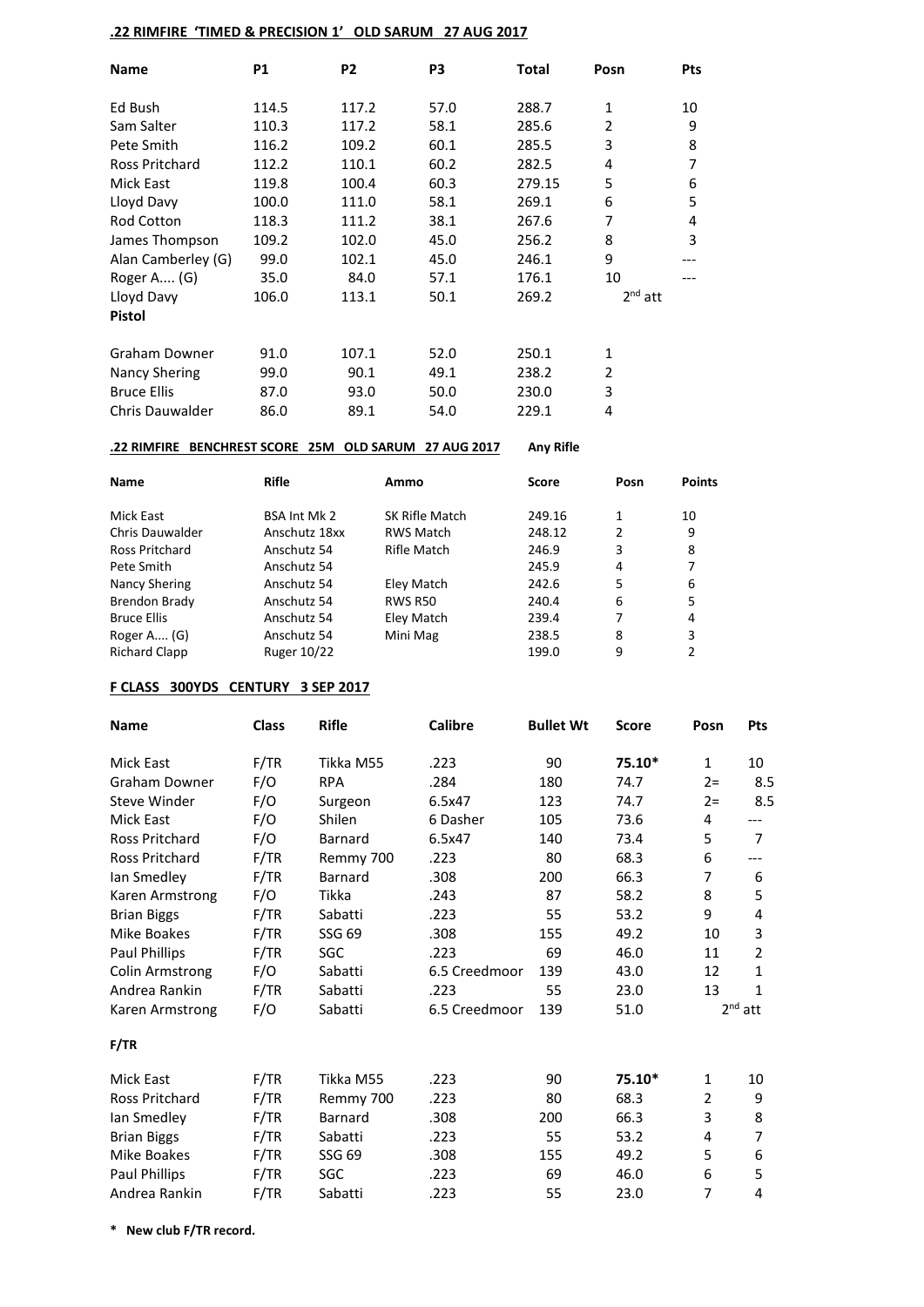## .22 RIMFIRE 'TIMED & PRECISION 1' OLD SARUM 27 AUG 2017

| Name | P1 | P2 | P3 | Total | Posn | Pts |
|---|---|---|---|---|---|---|
| Ed Bush | 114.5 | 117.2 | 57.0 | 288.7 | 1 | 10 |
| Sam Salter | 110.3 | 117.2 | 58.1 | 285.6 | 2 | 9 |
| Pete Smith | 116.2 | 109.2 | 60.1 | 285.5 | 3 | 8 |
| Ross Pritchard | 112.2 | 110.1 | 60.2 | 282.5 | 4 | 7 |
| Mick East | 119.8 | 100.4 | 60.3 | 279.15 | 5 | 6 |
| Lloyd Davy | 100.0 | 111.0 | 58.1 | 269.1 | 6 | 5 |
| Rod Cotton | 118.3 | 111.2 | 38.1 | 267.6 | 7 | 4 |
| James Thompson | 109.2 | 102.0 | 45.0 | 256.2 | 8 | 3 |
| Alan Camberley (G) | 99.0 | 102.1 | 45.0 | 246.1 | 9 | --- |
| Roger A.... (G) | 35.0 | 84.0 | 57.1 | 176.1 | 10 | --- |
| Lloyd Davy | 106.0 | 113.1 | 50.1 | 269.2 | 2nd att | |
| **Pistol** | | | | | | |
| Graham Downer | 91.0 | 107.1 | 52.0 | 250.1 | 1 | |
| Nancy Shering | 99.0 | 90.1 | 49.1 | 238.2 | 2 | |
| Bruce Ellis | 87.0 | 93.0 | 50.0 | 230.0 | 3 | |
| Chris Dauwalder | 86.0 | 89.1 | 54.0 | 229.1 | 4 | |

## .22 RIMFIRE BENCHREST SCORE 25M OLD SARUM 27 AUG 2017 — Any Rifle

| Name | Rifle | Ammo | Score | Posn | Points |
|---|---|---|---|---|---|
| Mick East | BSA Int Mk 2 | SK Rifle Match | 249.16 | 1 | 10 |
| Chris Dauwalder | Anschutz 18xx | RWS Match | 248.12 | 2 | 9 |
| Ross Pritchard | Anschutz 54 | Rifle Match | 246.9 | 3 | 8 |
| Pete Smith | Anschutz 54 | | 245.9 | 4 | 7 |
| Nancy Shering | Anschutz 54 | Eley Match | 242.6 | 5 | 6 |
| Brendon Brady | Anschutz 54 | RWS R50 | 240.4 | 6 | 5 |
| Bruce Ellis | Anschutz 54 | Eley Match | 239.4 | 7 | 4 |
| Roger A.... (G) | Anschutz 54 | Mini Mag | 238.5 | 8 | 3 |
| Richard Clapp | Ruger 10/22 | | 199.0 | 9 | 2 |

## F CLASS 300YDS CENTURY 3 SEP 2017

| Name | Class | Rifle | Calibre | Bullet Wt | Score | Posn | Pts |
|---|---|---|---|---|---|---|---|
| Mick East | F/TR | Tikka M55 | .223 | 90 | **75.10*** | 1 | 10 |
| Graham Downer | F/O | RPA | .284 | 180 | 74.7 | 2= | 8.5 |
| Steve Winder | F/O | Surgeon | 6.5x47 | 123 | 74.7 | 2= | 8.5 |
| Mick East | F/O | Shilen | 6 Dasher | 105 | 73.6 | 4 | --- |
| Ross Pritchard | F/O | Barnard | 6.5x47 | 140 | 73.4 | 5 | 7 |
| Ross Pritchard | F/TR | Remmy 700 | .223 | 80 | 68.3 | 6 | --- |
| Ian Smedley | F/TR | Barnard | .308 | 200 | 66.3 | 7 | 6 |
| Karen Armstrong | F/O | Tikka | .243 | 87 | 58.2 | 8 | 5 |
| Brian Biggs | F/TR | Sabatti | .223 | 55 | 53.2 | 9 | 4 |
| Mike Boakes | F/TR | SSG 69 | .308 | 155 | 49.2 | 10 | 3 |
| Paul Phillips | F/TR | SGC | .223 | 69 | 46.0 | 11 | 2 |
| Colin Armstrong | F/O | Sabatti | 6.5 Creedmoor | 139 | 43.0 | 12 | 1 |
| Andrea Rankin | F/TR | Sabatti | .223 | 55 | 23.0 | 13 | 1 |
| Karen Armstrong | F/O | Sabatti | 6.5 Creedmoor | 139 | 51.0 | 2nd att | |

**F/TR**

| Name | Class | Rifle | Calibre | Bullet Wt | Score | Posn | Pts |
|---|---|---|---|---|---|---|---|
| Mick East | F/TR | Tikka M55 | .223 | 90 | **75.10*** | 1 | 10 |
| Ross Pritchard | F/TR | Remmy 700 | .223 | 80 | 68.3 | 2 | 9 |
| Ian Smedley | F/TR | Barnard | .308 | 200 | 66.3 | 3 | 8 |
| Brian Biggs | F/TR | Sabatti | .223 | 55 | 53.2 | 4 | 7 |
| Mike Boakes | F/TR | SSG 69 | .308 | 155 | 49.2 | 5 | 6 |
| Paul Phillips | F/TR | SGC | .223 | 69 | 46.0 | 6 | 5 |
| Andrea Rankin | F/TR | Sabatti | .223 | 55 | 23.0 | 7 | 4 |

**\* New club F/TR record.**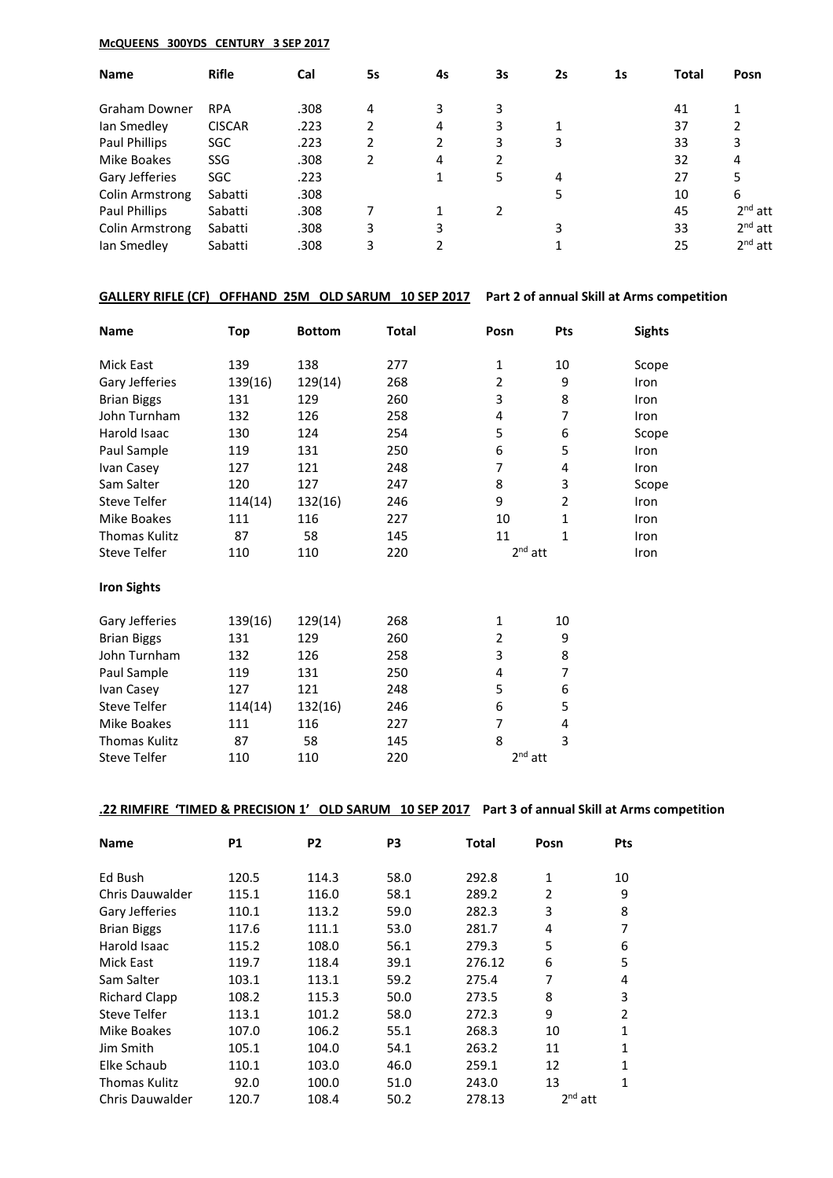**McQUEENS 300YDS CENTURY 3 SEP 2017**

| Name | Rifle | Cal | 5s | 4s | 3s | 2s | 1s | Total | Posn |
|---|---|---|---|---|---|---|---|---|---|
| Graham Downer | RPA | .308 | 4 | 3 | 3 | | | 41 | 1 |
| Ian Smedley | CISCAR | .223 | 2 | 4 | 3 | 1 | | 37 | 2 |
| Paul Phillips | SGC | .223 | 2 | 2 | 3 | 3 | | 33 | 3 |
| Mike Boakes | SSG | .308 | 2 | 4 | 2 | | | 32 | 4 |
| Gary Jefferies | SGC | .223 | | 1 | 5 | 4 | | 27 | 5 |
| Colin Armstrong | Sabatti | .308 | | | | 5 | | 10 | 6 |
| Paul Phillips | Sabatti | .308 | 7 | 1 | 2 | | | 45 | 2nd att |
| Colin Armstrong | Sabatti | .308 | 3 | 3 | | 3 | | 33 | 2nd att |
| Ian Smedley | Sabatti | .308 | 3 | 2 | | 1 | | 25 | 2nd att |

**GALLERY RIFLE (CF) OFFHAND 25M OLD SARUM 10 SEP 2017** **Part 2 of annual Skill at Arms competition**

| Name | Top | Bottom | Total | Posn | Pts | Sights |
|---|---|---|---|---|---|---|
| Mick East | 139 | 138 | 277 | 1 | 10 | Scope |
| Gary Jefferies | 139(16) | 129(14) | 268 | 2 | 9 | Iron |
| Brian Biggs | 131 | 129 | 260 | 3 | 8 | Iron |
| John Turnham | 132 | 126 | 258 | 4 | 7 | Iron |
| Harold Isaac | 130 | 124 | 254 | 5 | 6 | Scope |
| Paul Sample | 119 | 131 | 250 | 6 | 5 | Iron |
| Ivan Casey | 127 | 121 | 248 | 7 | 4 | Iron |
| Sam Salter | 120 | 127 | 247 | 8 | 3 | Scope |
| Steve Telfer | 114(14) | 132(16) | 246 | 9 | 2 | Iron |
| Mike Boakes | 111 | 116 | 227 | 10 | 1 | Iron |
| Thomas Kulitz | 87 | 58 | 145 | 11 | 1 | Iron |
| Steve Telfer | 110 | 110 | 220 | 2nd att | | Iron |

**Iron Sights**

| Name | Top | Bottom | Total | Posn | Pts |
|---|---|---|---|---|---|
| Gary Jefferies | 139(16) | 129(14) | 268 | 1 | 10 |
| Brian Biggs | 131 | 129 | 260 | 2 | 9 |
| John Turnham | 132 | 126 | 258 | 3 | 8 |
| Paul Sample | 119 | 131 | 250 | 4 | 7 |
| Ivan Casey | 127 | 121 | 248 | 5 | 6 |
| Steve Telfer | 114(14) | 132(16) | 246 | 6 | 5 |
| Mike Boakes | 111 | 116 | 227 | 7 | 4 |
| Thomas Kulitz | 87 | 58 | 145 | 8 | 3 |
| Steve Telfer | 110 | 110 | 220 | 2nd att | |

**.22 RIMFIRE 'TIMED & PRECISION 1' OLD SARUM 10 SEP 2017** **Part 3 of annual Skill at Arms competition**

| Name | P1 | P2 | P3 | Total | Posn | Pts |
|---|---|---|---|---|---|---|
| Ed Bush | 120.5 | 114.3 | 58.0 | 292.8 | 1 | 10 |
| Chris Dauwalder | 115.1 | 116.0 | 58.1 | 289.2 | 2 | 9 |
| Gary Jefferies | 110.1 | 113.2 | 59.0 | 282.3 | 3 | 8 |
| Brian Biggs | 117.6 | 111.1 | 53.0 | 281.7 | 4 | 7 |
| Harold Isaac | 115.2 | 108.0 | 56.1 | 279.3 | 5 | 6 |
| Mick East | 119.7 | 118.4 | 39.1 | 276.12 | 6 | 5 |
| Sam Salter | 103.1 | 113.1 | 59.2 | 275.4 | 7 | 4 |
| Richard Clapp | 108.2 | 115.3 | 50.0 | 273.5 | 8 | 3 |
| Steve Telfer | 113.1 | 101.2 | 58.0 | 272.3 | 9 | 2 |
| Mike Boakes | 107.0 | 106.2 | 55.1 | 268.3 | 10 | 1 |
| Jim Smith | 105.1 | 104.0 | 54.1 | 263.2 | 11 | 1 |
| Elke Schaub | 110.1 | 103.0 | 46.0 | 259.1 | 12 | 1 |
| Thomas Kulitz | 92.0 | 100.0 | 51.0 | 243.0 | 13 | 1 |
| Chris Dauwalder | 120.7 | 108.4 | 50.2 | 278.13 | 2nd att | |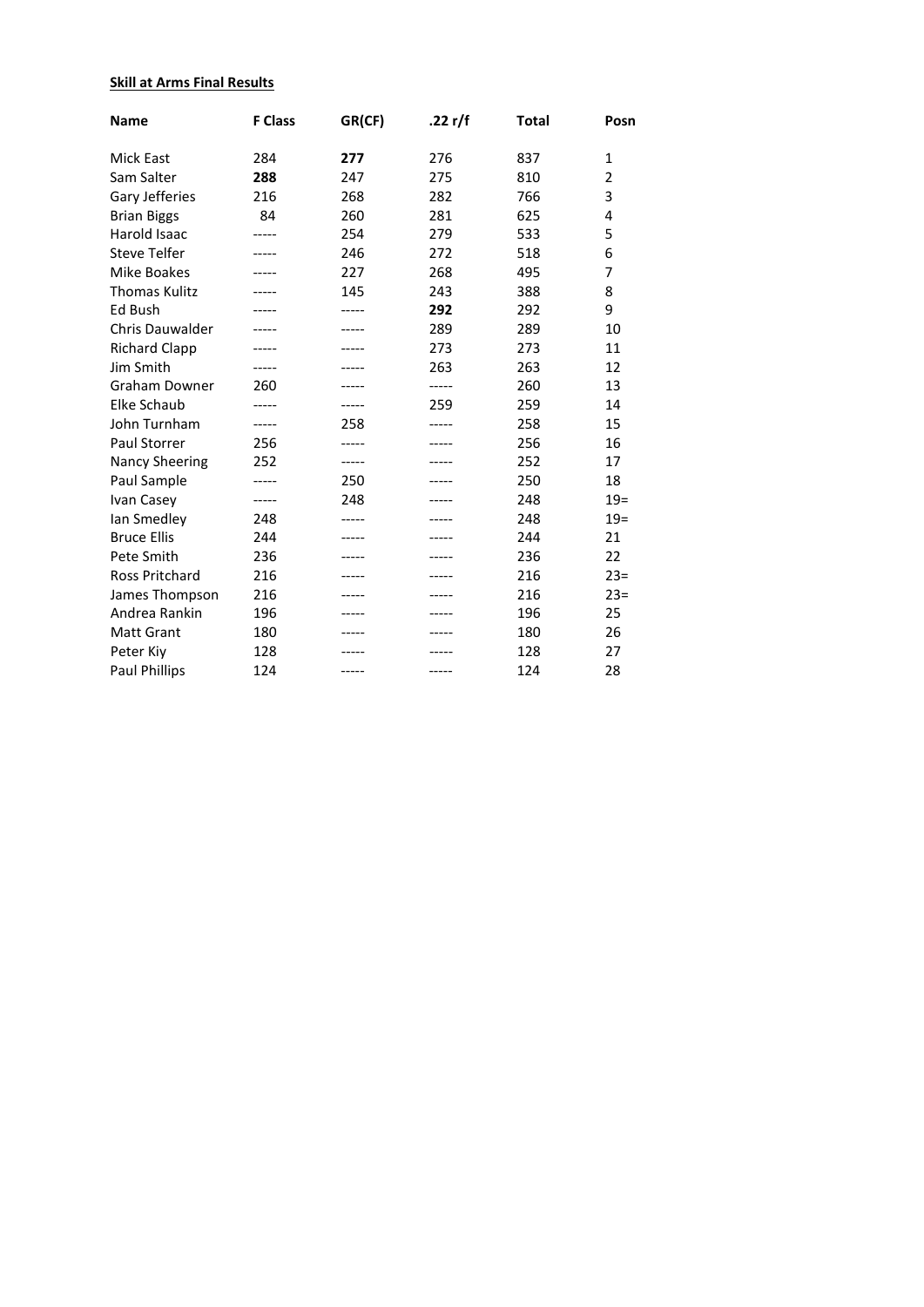**Skill at Arms Final Results**

| Name | F Class | GR(CF) | .22 r/f | Total | Posn |
|---|---|---|---|---|---|
| Mick East | 284 | **277** | 276 | 837 | 1 |
| Sam Salter | **288** | 247 | 275 | 810 | 2 |
| Gary Jefferies | 216 | 268 | 282 | 766 | 3 |
| Brian Biggs | 84 | 260 | 281 | 625 | 4 |
| Harold Isaac | ----- | 254 | 279 | 533 | 5 |
| Steve Telfer | ----- | 246 | 272 | 518 | 6 |
| Mike Boakes | ----- | 227 | 268 | 495 | 7 |
| Thomas Kulitz | ----- | 145 | 243 | 388 | 8 |
| Ed Bush | ----- | ----- | **292** | 292 | 9 |
| Chris Dauwalder | ----- | ----- | 289 | 289 | 10 |
| Richard Clapp | ----- | ----- | 273 | 273 | 11 |
| Jim Smith | ----- | ----- | 263 | 263 | 12 |
| Graham Downer | 260 | ----- | ----- | 260 | 13 |
| Elke Schaub | ----- | ----- | 259 | 259 | 14 |
| John Turnham | ----- | 258 | ----- | 258 | 15 |
| Paul Storrer | 256 | ----- | ----- | 256 | 16 |
| Nancy Sheering | 252 | ----- | ----- | 252 | 17 |
| Paul Sample | ----- | 250 | ----- | 250 | 18 |
| Ivan Casey | ----- | 248 | ----- | 248 | 19= |
| Ian Smedley | 248 | ----- | ----- | 248 | 19= |
| Bruce Ellis | 244 | ----- | ----- | 244 | 21 |
| Pete Smith | 236 | ----- | ----- | 236 | 22 |
| Ross Pritchard | 216 | ----- | ----- | 216 | 23= |
| James Thompson | 216 | ----- | ----- | 216 | 23= |
| Andrea Rankin | 196 | ----- | ----- | 196 | 25 |
| Matt Grant | 180 | ----- | ----- | 180 | 26 |
| Peter Kiy | 128 | ----- | ----- | 128 | 27 |
| Paul Phillips | 124 | ----- | ----- | 124 | 28 |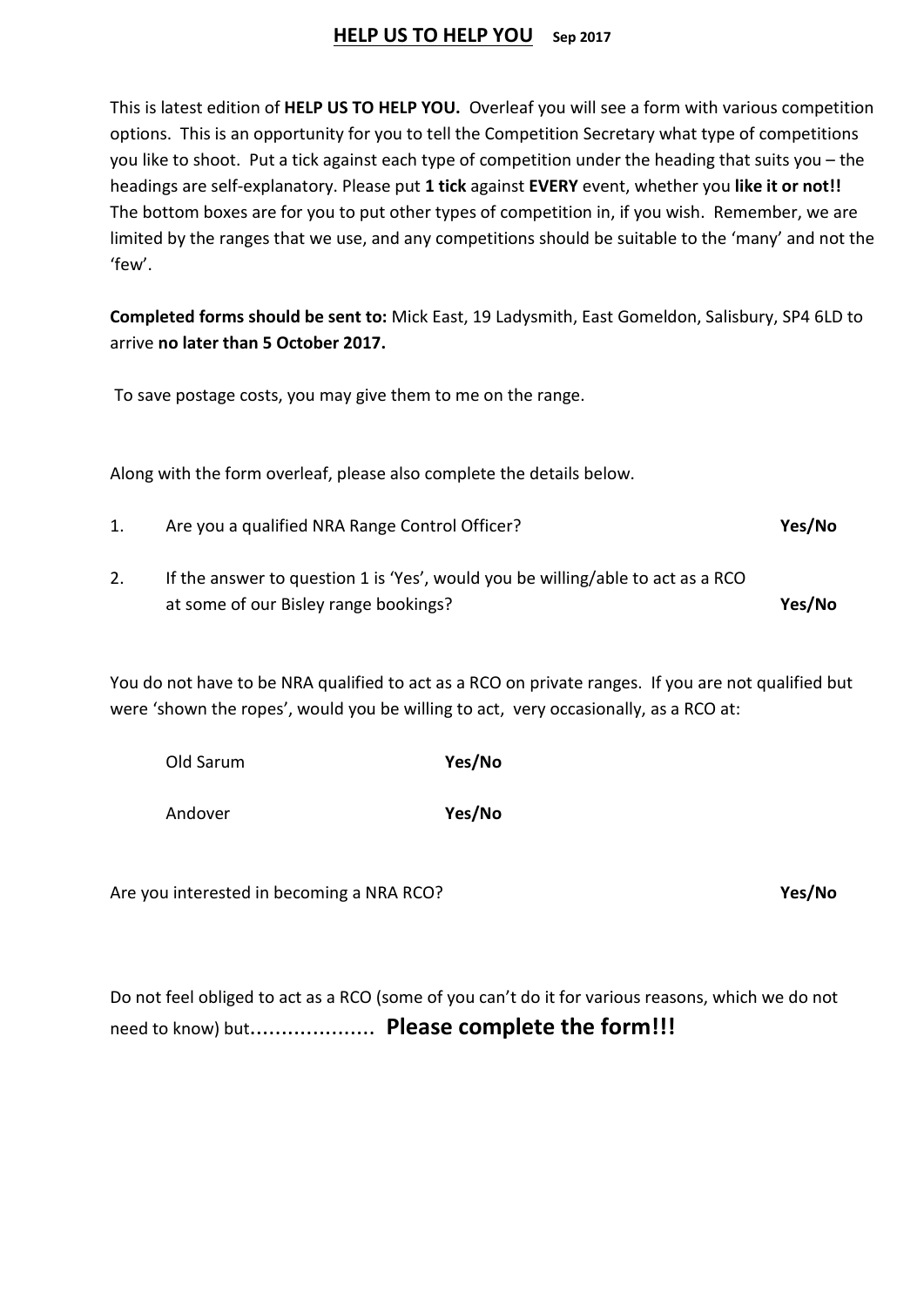## HELP US TO HELP YOU Sep 2017

This is latest edition of **HELP US TO HELP YOU.** Overleaf you will see a form with various competition options. This is an opportunity for you to tell the Competition Secretary what type of competitions you like to shoot. Put a tick against each type of competition under the heading that suits you – the headings are self-explanatory. Please put **1 tick** against **EVERY** event, whether you **like it or not!!** The bottom boxes are for you to put other types of competition in, if you wish. Remember, we are limited by the ranges that we use, and any competitions should be suitable to the 'many' and not the 'few'.

**Completed forms should be sent to:** Mick East, 19 Ladysmith, East Gomeldon, Salisbury, SP4 6LD to arrive **no later than 5 October 2017.**

To save postage costs, you may give them to me on the range.

Along with the form overleaf, please also complete the details below.

1. Are you a qualified NRA Range Control Officer? **Yes/No**

2. If the answer to question 1 is 'Yes', would you be willing/able to act as a RCO at some of our Bisley range bookings? **Yes/No**

You do not have to be NRA qualified to act as a RCO on private ranges. If you are not qualified but were 'shown the ropes', would you be willing to act, very occasionally, as a RCO at:

Old Sarum **Yes/No**

Andover **Yes/No**

Are you interested in becoming a NRA RCO? **Yes/No**

Do not feel obliged to act as a RCO (some of you can't do it for various reasons, which we do not need to know) but.................... **Please complete the form!!!**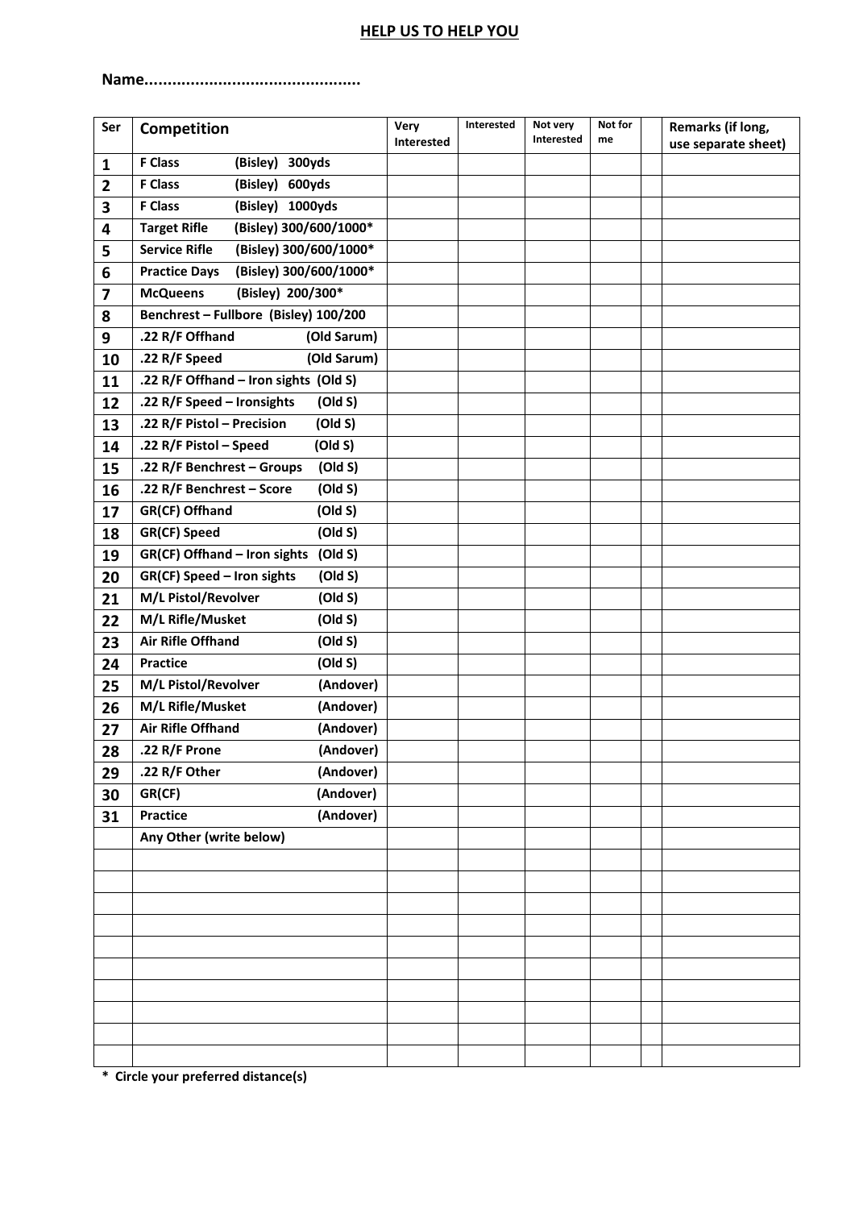## HELP US TO HELP YOU

**Name..............................................**

| Ser | Competition | Very Interested | Interested | Not very Interested | Not for me | | Remarks (if long, use separate sheet) |
|---|---|---|---|---|---|---|---|
| 1 | F Class (Bisley) 300yds | | | | | | |
| 2 | F Class (Bisley) 600yds | | | | | | |
| 3 | F Class (Bisley) 1000yds | | | | | | |
| 4 | Target Rifle (Bisley) 300/600/1000* | | | | | | |
| 5 | Service Rifle (Bisley) 300/600/1000* | | | | | | |
| 6 | Practice Days (Bisley) 300/600/1000* | | | | | | |
| 7 | McQueens (Bisley) 200/300* | | | | | | |
| 8 | Benchrest – Fullbore (Bisley) 100/200 | | | | | | |
| 9 | .22 R/F Offhand (Old Sarum) | | | | | | |
| 10 | .22 R/F Speed (Old Sarum) | | | | | | |
| 11 | .22 R/F Offhand – Iron sights (Old S) | | | | | | |
| 12 | .22 R/F Speed – Ironsights (Old S) | | | | | | |
| 13 | .22 R/F Pistol – Precision (Old S) | | | | | | |
| 14 | .22 R/F Pistol – Speed (Old S) | | | | | | |
| 15 | .22 R/F Benchrest – Groups (Old S) | | | | | | |
| 16 | .22 R/F Benchrest – Score (Old S) | | | | | | |
| 17 | GR(CF) Offhand (Old S) | | | | | | |
| 18 | GR(CF) Speed (Old S) | | | | | | |
| 19 | GR(CF) Offhand – Iron sights (Old S) | | | | | | |
| 20 | GR(CF) Speed – Iron sights (Old S) | | | | | | |
| 21 | M/L Pistol/Revolver (Old S) | | | | | | |
| 22 | M/L Rifle/Musket (Old S) | | | | | | |
| 23 | Air Rifle Offhand (Old S) | | | | | | |
| 24 | Practice (Old S) | | | | | | |
| 25 | M/L Pistol/Revolver (Andover) | | | | | | |
| 26 | M/L Rifle/Musket (Andover) | | | | | | |
| 27 | Air Rifle Offhand (Andover) | | | | | | |
| 28 | .22 R/F Prone (Andover) | | | | | | |
| 29 | .22 R/F Other (Andover) | | | | | | |
| 30 | GR(CF) (Andover) | | | | | | |
| 31 | Practice (Andover) | | | | | | |
| | Any Other (write below) | | | | | | |
| | | | | | | | |
| | | | | | | | |
| | | | | | | | |
| | | | | | | | |
| | | | | | | | |
| | | | | | | | |
| | | | | | | | |
| | | | | | | | |
| | | | | | | | |
| | | | | | | | |

**\* Circle your preferred distance(s)**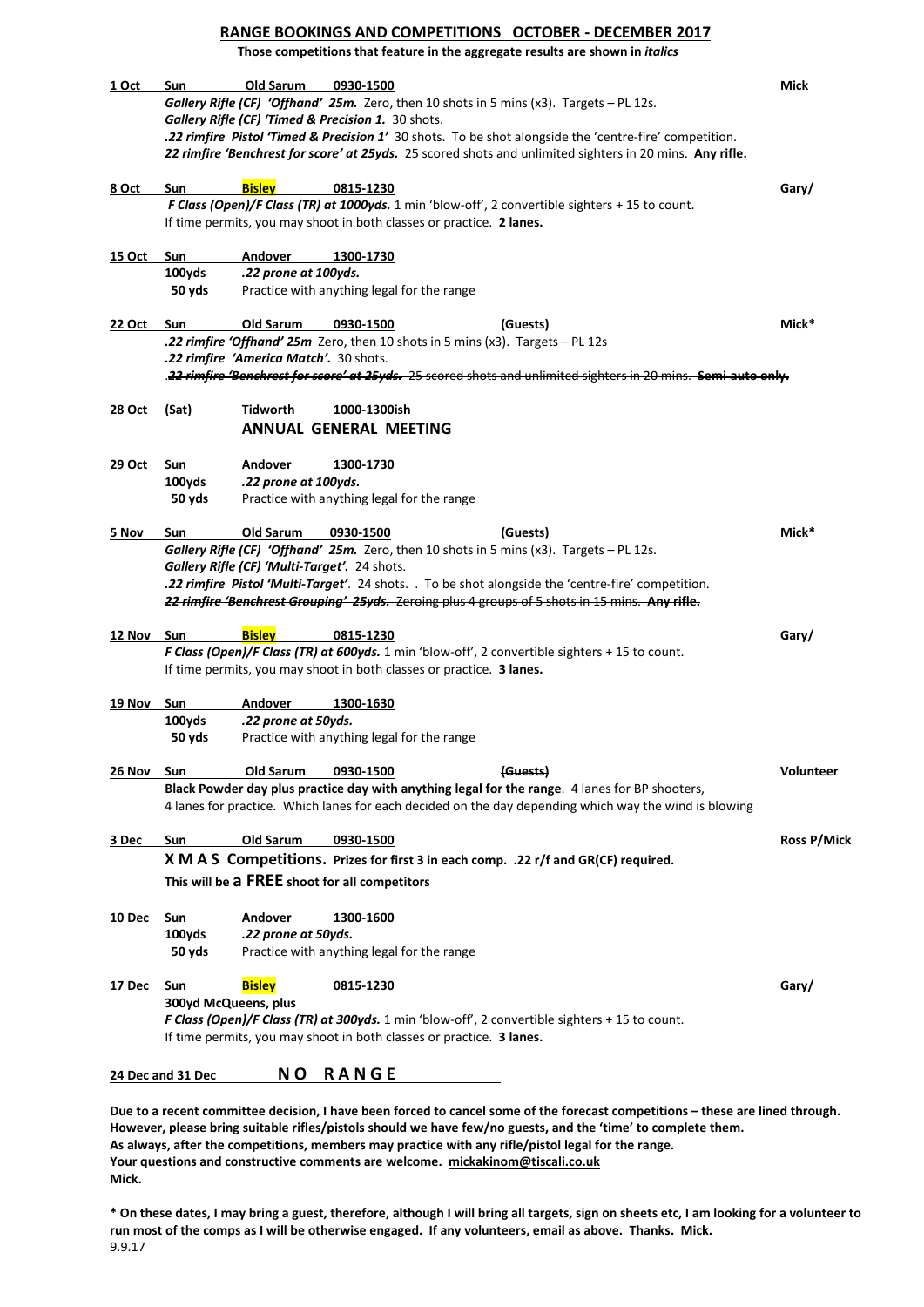## RANGE BOOKINGS AND COMPETITIONS OCTOBER - DECEMBER 2017

**Those competitions that feature in the aggregate results are shown in *italics***

**1 Oct** **Sun** **Old Sarum** **0930-1500** **Mick**
***Gallery Rifle (CF) 'Offhand' 25m.*** Zero, then 10 shots in 5 mins (x3). Targets – PL 12s.
***Gallery Rifle (CF) 'Timed & Precision 1.*** 30 shots.
***.22 rimfire Pistol 'Timed & Precision 1'*** 30 shots. To be shot alongside the 'centre-fire' competition.
***22 rimfire 'Benchrest for score' at 25yds.*** 25 scored shots and unlimited sighters in 20 mins. **Any rifle.**

**8 Oct** **Sun** **Bisley** **0815-1230** **Gary/**
***F Class (Open)/F Class (TR) at 1000yds.*** 1 min 'blow-off', 2 convertible sighters + 15 to count.
If time permits, you may shoot in both classes or practice. **2 lanes.**

**15 Oct** **Sun** **Andover** **1300-1730**
**100yds** ***.22 prone at 100yds.***
**50 yds** Practice with anything legal for the range

**22 Oct** **Sun** **Old Sarum** **0930-1500** **(Guests)** **Mick***
***.22 rimfire 'Offhand' 25m*** Zero, then 10 shots in 5 mins (x3). Targets – PL 12s
***.22 rimfire 'America Match'.*** 30 shots.
~~***.22 rimfire 'Benchrest for score' at 25yds.*** 25 scored shots and unlimited sighters in 20 mins. **Semi-auto only.**~~

**28 Oct** **(Sat)** **Tidworth** **1000-1300ish**
**ANNUAL GENERAL MEETING**

**29 Oct** **Sun** **Andover** **1300-1730**
**100yds** ***.22 prone at 100yds.***
**50 yds** Practice with anything legal for the range

**5 Nov** **Sun** **Old Sarum** **0930-1500** **(Guests)** **Mick***
***Gallery Rifle (CF) 'Offhand' 25m.*** Zero, then 10 shots in 5 mins (x3). Targets – PL 12s.
***Gallery Rifle (CF) 'Multi-Target'.*** 24 shots.
~~***.22 rimfire Pistol 'Multi-Target'.*** 24 shots. . To be shot alongside the 'centre-fire' competition.~~
~~***22 rimfire 'Benchrest Grouping' 25yds.*** Zeroing plus 4 groups of 5 shots in 15 mins. **Any rifle.**~~

**12 Nov** **Sun** **Bisley** **0815-1230** **Gary/**
***F Class (Open)/F Class (TR) at 600yds.*** 1 min 'blow-off', 2 convertible sighters + 15 to count.
If time permits, you may shoot in both classes or practice. **3 lanes.**

**19 Nov** **Sun** **Andover** **1300-1630**
**100yds** ***.22 prone at 50yds.***
**50 yds** Practice with anything legal for the range

**26 Nov** **Sun** **Old Sarum** **0930-1500** ~~**(Guests)**~~ **Volunteer**
**Black Powder day plus practice day with anything legal for the range**. 4 lanes for BP shooters,
4 lanes for practice. Which lanes for each decided on the day depending which way the wind is blowing

**3 Dec** **Sun** **Old Sarum** **0930-1500** **Ross P/Mick**
**X M A S Competitions. Prizes for first 3 in each comp. .22 r/f and GR(CF) required.**
**This will be a FREE shoot for all competitors**

**10 Dec** **Sun** **Andover** **1300-1600**
**100yds** ***.22 prone at 50yds.***
**50 yds** Practice with anything legal for the range

**17 Dec** **Sun** **Bisley** **0815-1230** **Gary/**
**300yd McQueens, plus**
***F Class (Open)/F Class (TR) at 300yds.*** 1 min 'blow-off', 2 convertible sighters + 15 to count.
If time permits, you may shoot in both classes or practice. **3 lanes.**

**24 Dec and 31 Dec** **N O R A N G E**

**Due to a recent committee decision, I have been forced to cancel some of the forecast competitions – these are lined through. However, please bring suitable rifles/pistols should we have few/no guests, and the 'time' to complete them.**
**As always, after the competitions, members may practice with any rifle/pistol legal for the range.**
**Your questions and constructive comments are welcome. mickakinom@tiscali.co.uk**
**Mick.**

**\* On these dates, I may bring a guest, therefore, although I will bring all targets, sign on sheets etc, I am looking for a volunteer to run most of the comps as I will be otherwise engaged. If any volunteers, email as above. Thanks. Mick.**
9.9.17